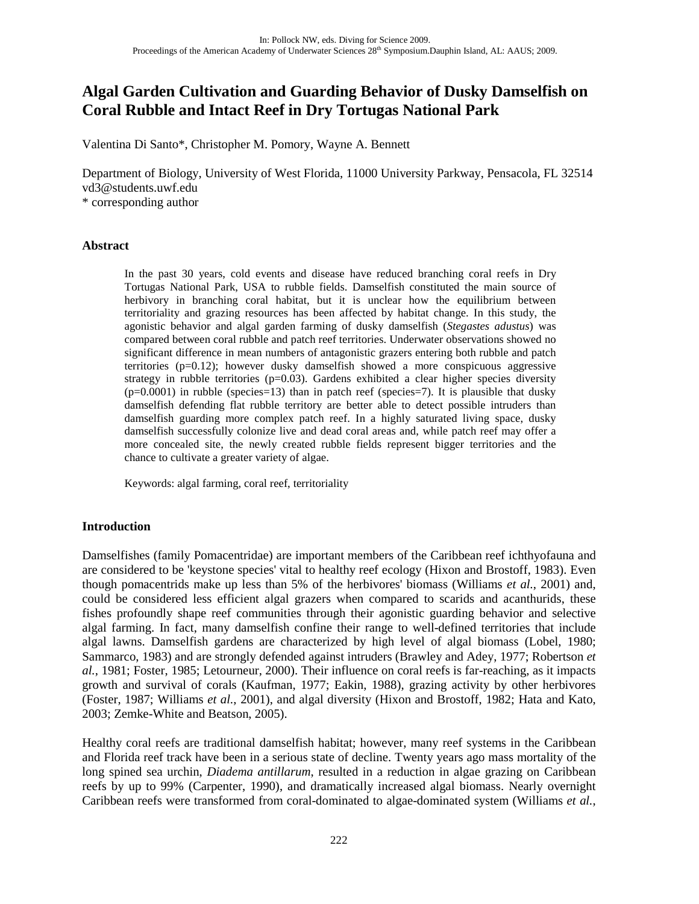# Algal Garden Cultivation and Guarding Behavior of Dusky Damselfish on Coral Rubble and Intact Reef in Dry Tortugas National Park

Valentina Di Santo*, Christopher M. Pomory, Wayne A. Bennett

Department of Biology, University of West Florida, 11000 University Parkway, Pensacola, FL 32514
vd3@students.uwf.edu
* corresponding author

## Abstract

In the past 30 years, cold events and disease have reduced branching coral reefs in Dry Tortugas National Park, USA to rubble fields. Damselfish constituted the main source of herbivory in branching coral habitat, but it is unclear how the equilibrium between territoriality and grazing resources has been affected by habitat change. In this study, the agonistic behavior and algal garden farming of dusky damselfish (*Stegastes adustus*) was compared between coral rubble and patch reef territories. Underwater observations showed no significant difference in mean numbers of antagonistic grazers entering both rubble and patch territories ($p=0.12$); however dusky damselfish showed a more conspicuous aggressive strategy in rubble territories ($p=0.03$). Gardens exhibited a clear higher species diversity ($p=0.0001$) in rubble (species=13) than in patch reef (species=7). It is plausible that dusky damselfish defending flat rubble territory are better able to detect possible intruders than damselfish guarding more complex patch reef. In a highly saturated living space, dusky damselfish successfully colonize live and dead coral areas and, while patch reef may offer a more concealed site, the newly created rubble fields represent bigger territories and the chance to cultivate a greater variety of algae.

Keywords: algal farming, coral reef, territoriality

## Introduction

Damselfishes (family Pomacentridae) are important members of the Caribbean reef ichthyofauna and are considered to be 'keystone species' vital to healthy reef ecology (Hixon and Brostoff, 1983). Even though pomacentrids make up less than 5% of the herbivores' biomass (Williams *et al.*, 2001) and, could be considered less efficient algal grazers when compared to scarids and acanthurids, these fishes profoundly shape reef communities through their agonistic guarding behavior and selective algal farming. In fact, many damselfish confine their range to well-defined territories that include algal lawns. Damselfish gardens are characterized by high level of algal biomass (Lobel, 1980; Sammarco, 1983) and are strongly defended against intruders (Brawley and Adey, 1977; Robertson *et al.*, 1981; Foster, 1985; Letourneur, 2000). Their influence on coral reefs is far-reaching, as it impacts growth and survival of corals (Kaufman, 1977; Eakin, 1988), grazing activity by other herbivores (Foster, 1987; Williams *et al.*, 2001), and algal diversity (Hixon and Brostoff, 1982; Hata and Kato, 2003; Zemke-White and Beatson, 2005).

Healthy coral reefs are traditional damselfish habitat; however, many reef systems in the Caribbean and Florida reef track have been in a serious state of decline. Twenty years ago mass mortality of the long spined sea urchin, *Diadema antillarum*, resulted in a reduction in algae grazing on Caribbean reefs by up to 99% (Carpenter, 1990), and dramatically increased algal biomass. Nearly overnight Caribbean reefs were transformed from coral-dominated to algae-dominated system (Williams *et al.*,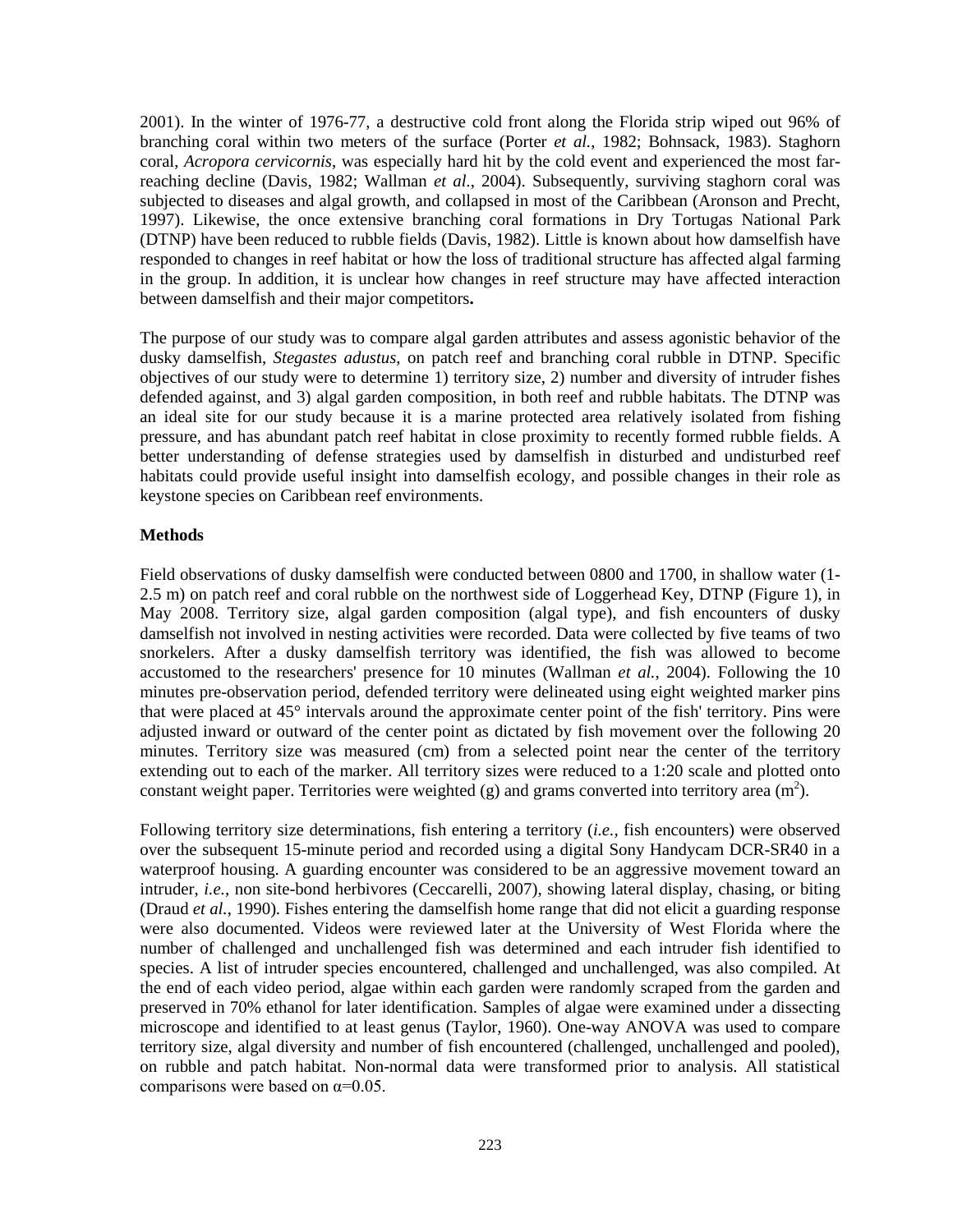2001). In the winter of 1976-77, a destructive cold front along the Florida strip wiped out 96% of branching coral within two meters of the surface (Porter *et al.*, 1982; Bohnsack, 1983). Staghorn coral, *Acropora cervicornis*, was especially hard hit by the cold event and experienced the most far-reaching decline (Davis, 1982; Wallman *et al.*, 2004). Subsequently, surviving staghorn coral was subjected to diseases and algal growth, and collapsed in most of the Caribbean (Aronson and Precht, 1997). Likewise, the once extensive branching coral formations in Dry Tortugas National Park (DTNP) have been reduced to rubble fields (Davis, 1982). Little is known about how damselfish have responded to changes in reef habitat or how the loss of traditional structure has affected algal farming in the group. In addition, it is unclear how changes in reef structure may have affected interaction between damselfish and their major competitors**.**

The purpose of our study was to compare algal garden attributes and assess agonistic behavior of the dusky damselfish, *Stegastes adustus*, on patch reef and branching coral rubble in DTNP. Specific objectives of our study were to determine 1) territory size, 2) number and diversity of intruder fishes defended against, and 3) algal garden composition, in both reef and rubble habitats. The DTNP was an ideal site for our study because it is a marine protected area relatively isolated from fishing pressure, and has abundant patch reef habitat in close proximity to recently formed rubble fields. A better understanding of defense strategies used by damselfish in disturbed and undisturbed reef habitats could provide useful insight into damselfish ecology, and possible changes in their role as keystone species on Caribbean reef environments.

**Methods**

Field observations of dusky damselfish were conducted between 0800 and 1700, in shallow water (1-2.5 m) on patch reef and coral rubble on the northwest side of Loggerhead Key, DTNP (Figure 1), in May 2008. Territory size, algal garden composition (algal type), and fish encounters of dusky damselfish not involved in nesting activities were recorded. Data were collected by five teams of two snorkelers. After a dusky damselfish territory was identified, the fish was allowed to become accustomed to the researchers' presence for 10 minutes (Wallman *et al.*, 2004). Following the 10 minutes pre-observation period, defended territory were delineated using eight weighted marker pins that were placed at 45° intervals around the approximate center point of the fish' territory. Pins were adjusted inward or outward of the center point as dictated by fish movement over the following 20 minutes. Territory size was measured (cm) from a selected point near the center of the territory extending out to each of the marker. All territory sizes were reduced to a 1:20 scale and plotted onto constant weight paper. Territories were weighted (g) and grams converted into territory area ($m^2$).

Following territory size determinations, fish entering a territory (*i.e.,* fish encounters) were observed over the subsequent 15-minute period and recorded using a digital Sony Handycam DCR-SR40 in a waterproof housing. A guarding encounter was considered to be an aggressive movement toward an intruder, *i.e.,* non site-bond herbivores (Ceccarelli, 2007), showing lateral display, chasing, or biting (Draud *et al.*, 1990). Fishes entering the damselfish home range that did not elicit a guarding response were also documented. Videos were reviewed later at the University of West Florida where the number of challenged and unchallenged fish was determined and each intruder fish identified to species. A list of intruder species encountered, challenged and unchallenged, was also compiled. At the end of each video period, algae within each garden were randomly scraped from the garden and preserved in 70% ethanol for later identification. Samples of algae were examined under a dissecting microscope and identified to at least genus (Taylor, 1960). One-way ANOVA was used to compare territory size, algal diversity and number of fish encountered (challenged, unchallenged and pooled), on rubble and patch habitat. Non-normal data were transformed prior to analysis. All statistical comparisons were based on $\alpha$=0.05.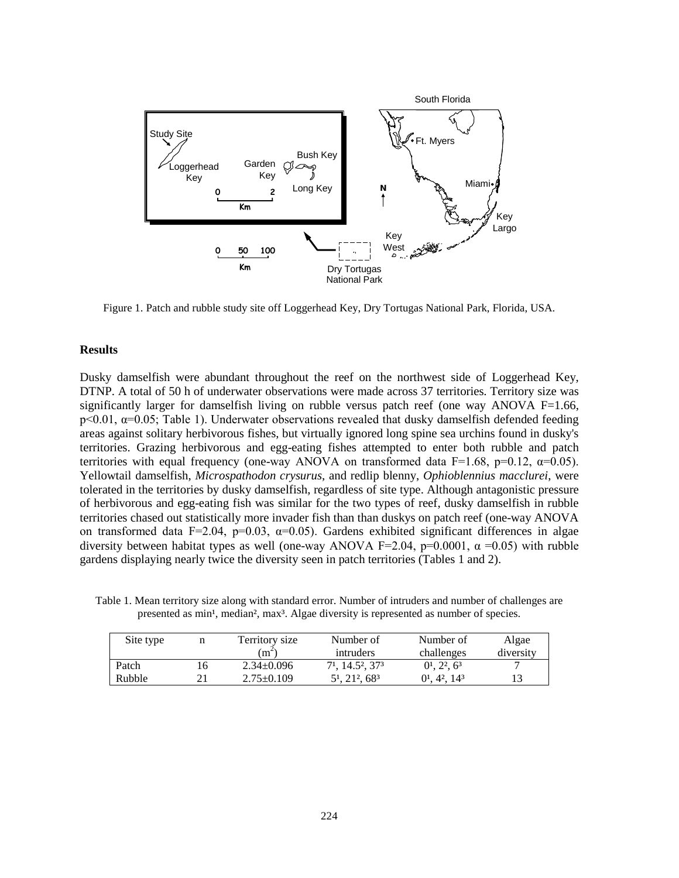Figure 1. Patch and rubble study site off Loggerhead Key, Dry Tortugas National Park, Florida, USA.

## Results

Dusky damselfish were abundant throughout the reef on the northwest side of Loggerhead Key, DTNP. A total of 50 h of underwater observations were made across 37 territories. Territory size was significantly larger for damselfish living on rubble versus patch reef (one way ANOVA $F=1.66$, $p<0.01$, $\alpha=0.05$; Table 1). Underwater observations revealed that dusky damselfish defended feeding areas against solitary herbivorous fishes, but virtually ignored long spine sea urchins found in dusky's territories. Grazing herbivorous and egg-eating fishes attempted to enter both rubble and patch territories with equal frequency (one-way ANOVA on transformed data $F=1.68$, $p=0.12$, $\alpha=0.05$). Yellowtail damselfish, *Microspathodon crysurus*, and redlip blenny, *Ophioblennius macclurei*, were tolerated in the territories by dusky damselfish, regardless of site type. Although antagonistic pressure of herbivorous and egg-eating fish was similar for the two types of reef, dusky damselfish in rubble territories chased out statistically more invader fish than than duskys on patch reef (one-way ANOVA on transformed data $F=2.04$, $p=0.03$, $\alpha=0.05$). Gardens exhibited significant differences in algae diversity between habitat types as well (one-way ANOVA $F=2.04$, $p=0.0001$, $\alpha=0.05$) with rubble gardens displaying nearly twice the diversity seen in patch territories (Tables 1 and 2).

Table 1. Mean territory size along with standard error. Number of intruders and number of challenges are presented as min[1], median[2], max[3]. Algae diversity is represented as number of species.

| Site type | n | Territory size ($m^2$) | Number of intruders | Number of challenges | Algae diversity |
|---|---|---|---|---|---|
| Patch | 16 | 2.34±0.096 | 7[1], 14.5[2], 37[3] | 0[1], 2[2], 6[3] | 7 |
| Rubble | 21 | 2.75±0.109 | 5[1], 21[2], 68[3] | 0[1], 4[2], 14[3] | 13 |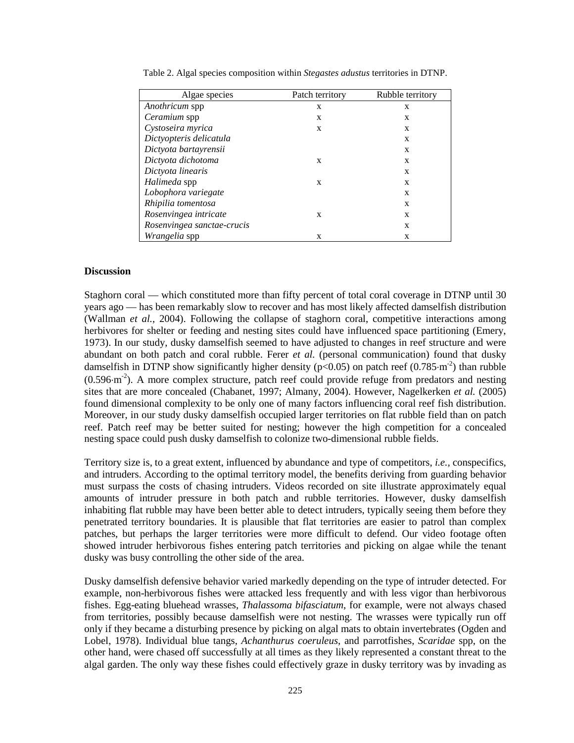Table 2. Algal species composition within *Stegastes adustus* territories in DTNP.

| Algae species | Patch territory | Rubble territory |
|---|---|---|
| *Anothricum* spp | x | x |
| *Ceramium* spp | x | x |
| *Cystoseira myrica* | x | x |
| *Dictyopteris delicatula* | | x |
| *Dictyota bartayrensii* | | x |
| *Dictyota dichotoma* | x | x |
| *Dictyota linearis* | | x |
| *Halimeda* spp | x | x |
| *Lobophora variegate* | | x |
| *Rhipilia tomentosa* | | x |
| *Rosenvingea intricate* | x | x |
| *Rosenvingea sanctae-crucis* | | x |
| *Wrangelia* spp | x | x |

### Discussion

Staghorn coral — which constituted more than fifty percent of total coral coverage in DTNP until 30 years ago — has been remarkably slow to recover and has most likely affected damselfish distribution (Wallman *et al.*, 2004). Following the collapse of staghorn coral, competitive interactions among herbivores for shelter or feeding and nesting sites could have influenced space partitioning (Emery, 1973). In our study, dusky damselfish seemed to have adjusted to changes in reef structure and were abundant on both patch and coral rubble. Ferer *et al.* (personal communication) found that dusky damselfish in DTNP show significantly higher density ($p<0.05$) on patch reef ($0.785 \cdot m^{-2}$) than rubble ($0.596 \cdot m^{-2}$). A more complex structure, patch reef could provide refuge from predators and nesting sites that are more concealed (Chabanet, 1997; Almany, 2004). However, Nagelkerken *et al.* (2005) found dimensional complexity to be only one of many factors influencing coral reef fish distribution. Moreover, in our study dusky damselfish occupied larger territories on flat rubble field than on patch reef. Patch reef may be better suited for nesting; however the high competition for a concealed nesting space could push dusky damselfish to colonize two-dimensional rubble fields.

Territory size is, to a great extent, influenced by abundance and type of competitors, *i.e.*, conspecifics, and intruders. According to the optimal territory model, the benefits deriving from guarding behavior must surpass the costs of chasing intruders. Videos recorded on site illustrate approximately equal amounts of intruder pressure in both patch and rubble territories. However, dusky damselfish inhabiting flat rubble may have been better able to detect intruders, typically seeing them before they penetrated territory boundaries. It is plausible that flat territories are easier to patrol than complex patches, but perhaps the larger territories were more difficult to defend. Our video footage often showed intruder herbivorous fishes entering patch territories and picking on algae while the tenant dusky was busy controlling the other side of the area.

Dusky damselfish defensive behavior varied markedly depending on the type of intruder detected. For example, non-herbivorous fishes were attacked less frequently and with less vigor than herbivorous fishes. Egg-eating bluehead wrasses, *Thalassoma bifasciatum*, for example, were not always chased from territories, possibly because damselfish were not nesting. The wrasses were typically run off only if they became a disturbing presence by picking on algal mats to obtain invertebrates (Ogden and Lobel, 1978). Individual blue tangs, *Acanthurus coeruleus*, and parrotfishes, *Scaridae* spp, on the other hand, were chased off successfully at all times as they likely represented a constant threat to the algal garden. The only way these fishes could effectively graze in dusky territory was by invading as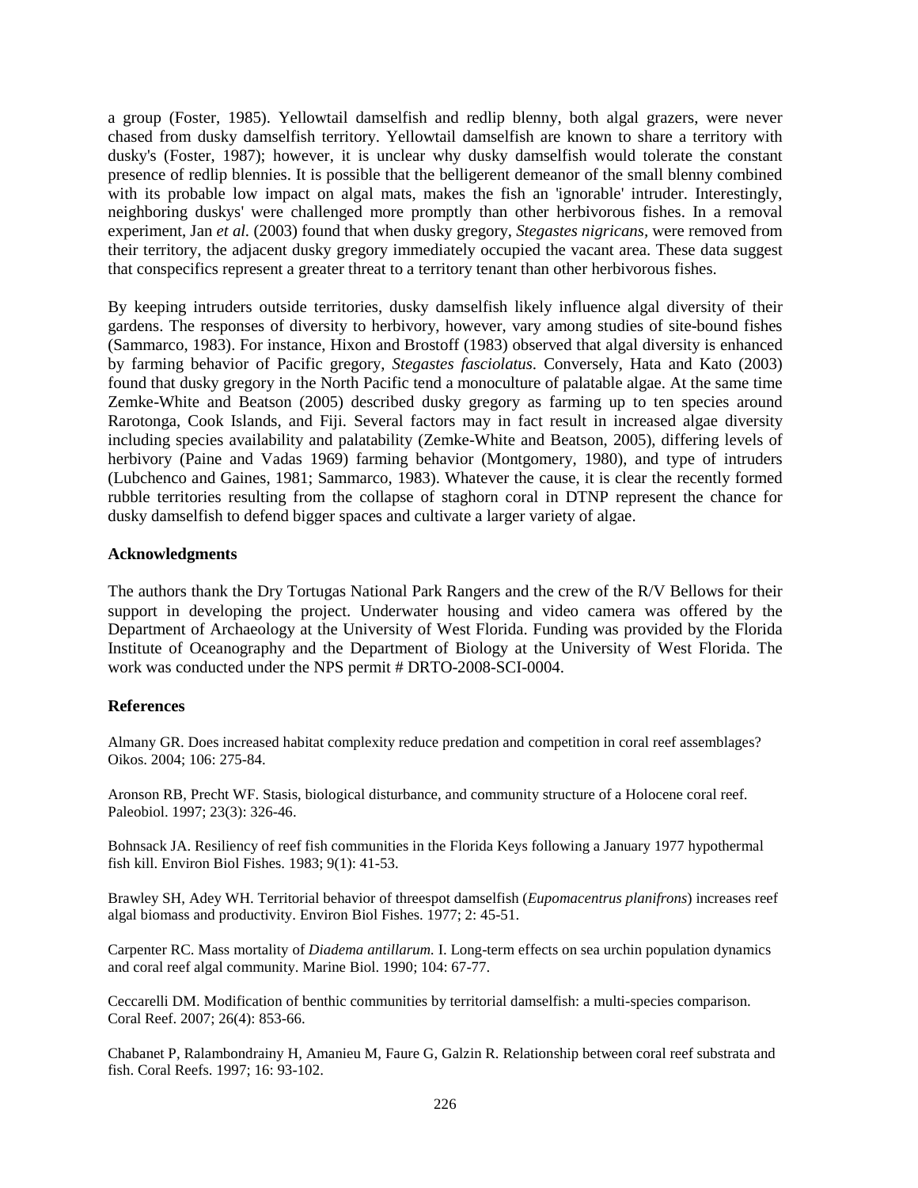a group (Foster, 1985). Yellowtail damselfish and redlip blenny, both algal grazers, were never chased from dusky damselfish territory. Yellowtail damselfish are known to share a territory with dusky's (Foster, 1987); however, it is unclear why dusky damselfish would tolerate the constant presence of redlip blennies. It is possible that the belligerent demeanor of the small blenny combined with its probable low impact on algal mats, makes the fish an 'ignorable' intruder. Interestingly, neighboring duskys' were challenged more promptly than other herbivorous fishes. In a removal experiment, Jan *et al.* (2003) found that when dusky gregory, *Stegastes nigricans*, were removed from their territory, the adjacent dusky gregory immediately occupied the vacant area. These data suggest that conspecifics represent a greater threat to a territory tenant than other herbivorous fishes.

By keeping intruders outside territories, dusky damselfish likely influence algal diversity of their gardens. The responses of diversity to herbivory, however, vary among studies of site-bound fishes (Sammarco, 1983). For instance, Hixon and Brostoff (1983) observed that algal diversity is enhanced by farming behavior of Pacific gregory, *Stegastes fasciolatus*. Conversely, Hata and Kato (2003) found that dusky gregory in the North Pacific tend a monoculture of palatable algae. At the same time Zemke-White and Beatson (2005) described dusky gregory as farming up to ten species around Rarotonga, Cook Islands, and Fiji. Several factors may in fact result in increased algae diversity including species availability and palatability (Zemke-White and Beatson, 2005), differing levels of herbivory (Paine and Vadas 1969) farming behavior (Montgomery, 1980), and type of intruders (Lubchenco and Gaines, 1981; Sammarco, 1983). Whatever the cause, it is clear the recently formed rubble territories resulting from the collapse of staghorn coral in DTNP represent the chance for dusky damselfish to defend bigger spaces and cultivate a larger variety of algae.

## Acknowledgments

The authors thank the Dry Tortugas National Park Rangers and the crew of the R/V Bellows for their support in developing the project. Underwater housing and video camera was offered by the Department of Archaeology at the University of West Florida. Funding was provided by the Florida Institute of Oceanography and the Department of Biology at the University of West Florida. The work was conducted under the NPS permit # DRTO-2008-SCI-0004.

## References

Almany GR. Does increased habitat complexity reduce predation and competition in coral reef assemblages? Oikos. 2004; 106: 275-84.

Aronson RB, Precht WF. Stasis, biological disturbance, and community structure of a Holocene coral reef. Paleobiol. 1997; 23(3): 326-46.

Bohnsack JA. Resiliency of reef fish communities in the Florida Keys following a January 1977 hypothermal fish kill. Environ Biol Fishes. 1983; 9(1): 41-53.

Brawley SH, Adey WH. Territorial behavior of threespot damselfish (*Eupomacentrus planifrons*) increases reef algal biomass and productivity. Environ Biol Fishes. 1977; 2: 45-51.

Carpenter RC. Mass mortality of *Diadema antillarum.* I. Long-term effects on sea urchin population dynamics and coral reef algal community. Marine Biol. 1990; 104: 67-77.

Ceccarelli DM. Modification of benthic communities by territorial damselfish: a multi-species comparison. Coral Reef. 2007; 26(4): 853-66.

Chabanet P, Ralambondrainy H, Amanieu M, Faure G, Galzin R. Relationship between coral reef substrata and fish. Coral Reefs. 1997; 16: 93-102.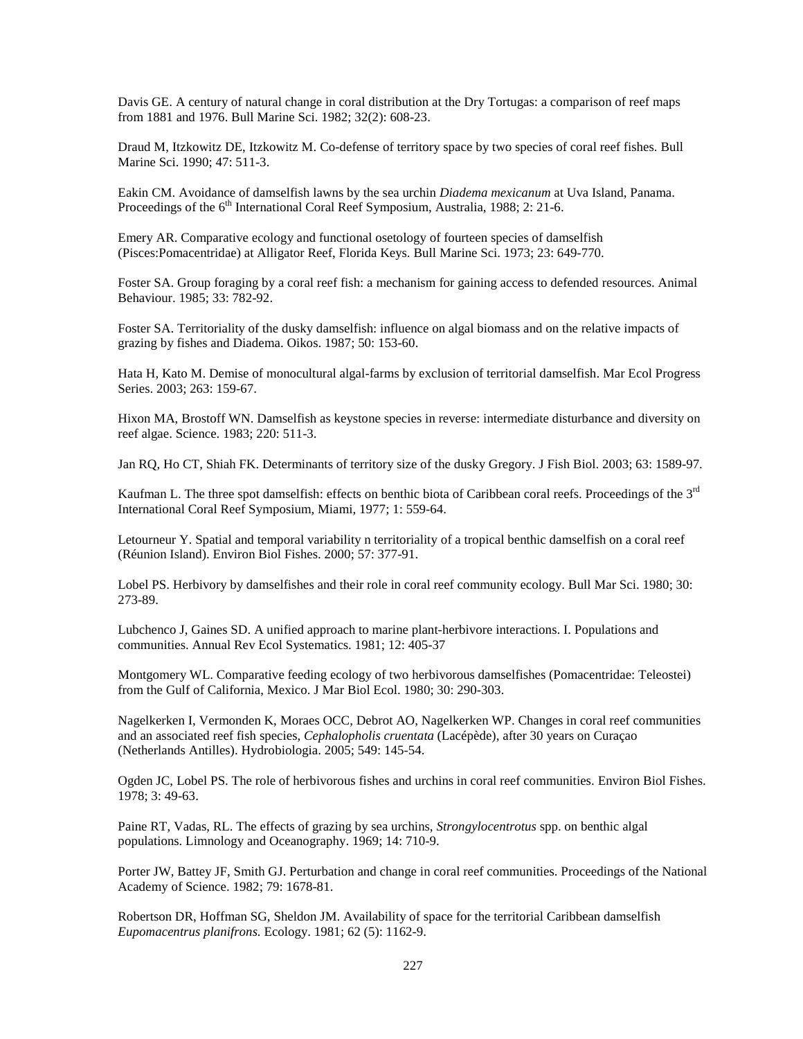Davis GE. A century of natural change in coral distribution at the Dry Tortugas: a comparison of reef maps from 1881 and 1976. Bull Marine Sci. 1982; 32(2): 608-23.

Draud M, Itzkowitz DE, Itzkowitz M. Co-defense of territory space by two species of coral reef fishes. Bull Marine Sci. 1990; 47: 511-3.

Eakin CM. Avoidance of damselfish lawns by the sea urchin *Diadema mexicanum* at Uva Island, Panama. Proceedings of the 6th International Coral Reef Symposium, Australia, 1988; 2: 21-6.

Emery AR. Comparative ecology and functional osetology of fourteen species of damselfish (Pisces:Pomacentridae) at Alligator Reef, Florida Keys. Bull Marine Sci. 1973; 23: 649-770.

Foster SA. Group foraging by a coral reef fish: a mechanism for gaining access to defended resources. Animal Behaviour. 1985; 33: 782-92.

Foster SA. Territoriality of the dusky damselfish: influence on algal biomass and on the relative impacts of grazing by fishes and Diadema. Oikos. 1987; 50: 153-60.

Hata H, Kato M. Demise of monocultural algal-farms by exclusion of territorial damselfish. Mar Ecol Progress Series. 2003; 263: 159-67.

Hixon MA, Brostoff WN. Damselfish as keystone species in reverse: intermediate disturbance and diversity on reef algae. Science. 1983; 220: 511-3.

Jan RQ, Ho CT, Shiah FK. Determinants of territory size of the dusky Gregory. J Fish Biol. 2003; 63: 1589-97.

Kaufman L. The three spot damselfish: effects on benthic biota of Caribbean coral reefs. Proceedings of the 3rd International Coral Reef Symposium, Miami, 1977; 1: 559-64.

Letourneur Y. Spatial and temporal variability n territoriality of a tropical benthic damselfish on a coral reef (Réunion Island). Environ Biol Fishes. 2000; 57: 377-91.

Lobel PS. Herbivory by damselfishes and their role in coral reef community ecology. Bull Mar Sci. 1980; 30: 273-89.

Lubchenco J, Gaines SD. A unified approach to marine plant-herbivore interactions. I. Populations and communities. Annual Rev Ecol Systematics. 1981; 12: 405-37

Montgomery WL. Comparative feeding ecology of two herbivorous damselfishes (Pomacentridae: Teleostei) from the Gulf of California, Mexico. J Mar Biol Ecol. 1980; 30: 290-303.

Nagelkerken I, Vermonden K, Moraes OCC, Debrot AO, Nagelkerken WP. Changes in coral reef communities and an associated reef fish species, *Cephalopholis cruentata* (Lacépède), after 30 years on Curaçao (Netherlands Antilles). Hydrobiologia. 2005; 549: 145-54.

Ogden JC, Lobel PS. The role of herbivorous fishes and urchins in coral reef communities. Environ Biol Fishes. 1978; 3: 49-63.

Paine RT, Vadas, RL. The effects of grazing by sea urchins, *Strongylocentrotus* spp. on benthic algal populations. Limnology and Oceanography. 1969; 14: 710-9.

Porter JW, Battey JF, Smith GJ. Perturbation and change in coral reef communities. Proceedings of the National Academy of Science. 1982; 79: 1678-81.

Robertson DR, Hoffman SG, Sheldon JM. Availability of space for the territorial Caribbean damselfish *Eupomacentrus planifrons.* Ecology. 1981; 62 (5): 1162-9.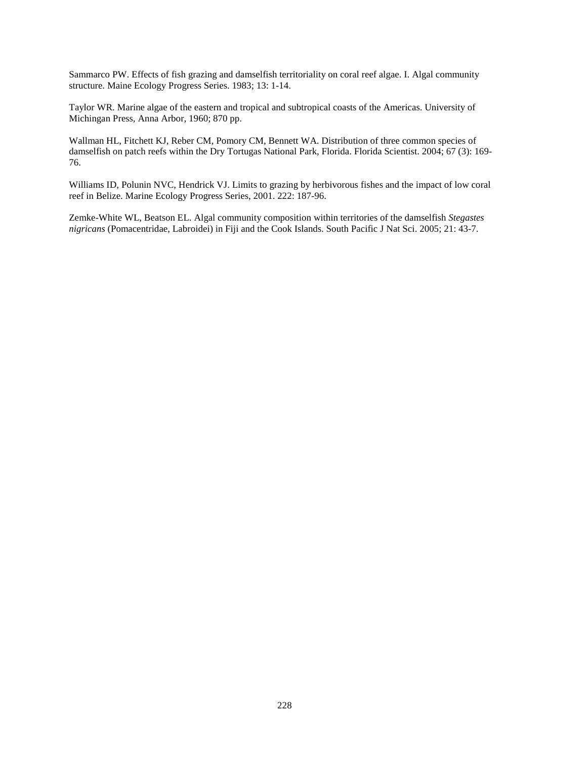Sammarco PW. Effects of fish grazing and damselfish territoriality on coral reef algae. I. Algal community structure. Maine Ecology Progress Series. 1983; 13: 1-14.

Taylor WR. Marine algae of the eastern and tropical and subtropical coasts of the Americas. University of Michingan Press, Anna Arbor, 1960; 870 pp.

Wallman HL, Fitchett KJ, Reber CM, Pomory CM, Bennett WA. Distribution of three common species of damselfish on patch reefs within the Dry Tortugas National Park, Florida. Florida Scientist. 2004; 67 (3): 169-76.

Williams ID, Polunin NVC, Hendrick VJ. Limits to grazing by herbivorous fishes and the impact of low coral reef in Belize. Marine Ecology Progress Series, 2001. 222: 187-96.

Zemke-White WL, Beatson EL. Algal community composition within territories of the damselfish *Stegastes nigricans* (Pomacentridae, Labroidei) in Fiji and the Cook Islands. South Pacific J Nat Sci. 2005; 21: 43-7.